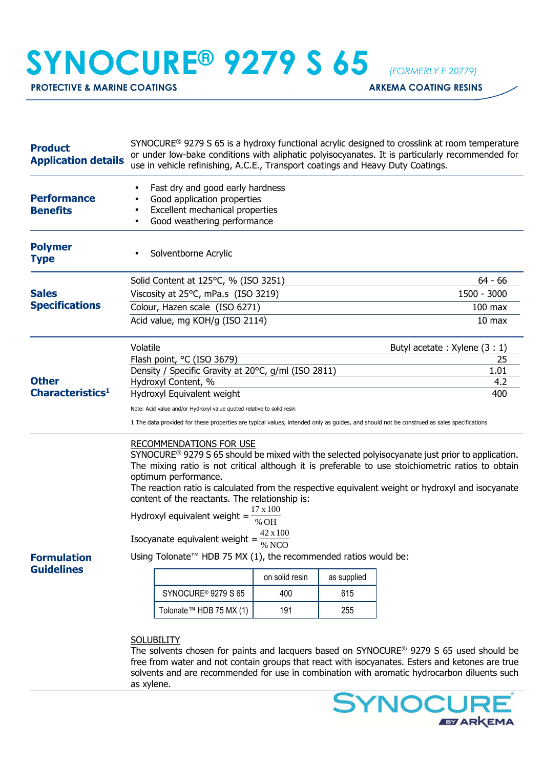# SYNOCURE® 9279 S 65 *(FORMERLY E 20779)*

**PROTECTIVE & MARINE COATINGS** — **ARKEMA COATING RESINS**

## Product Application details

SYNOCURE® 9279 S 65 is a hydroxy functional acrylic designed to crosslink at room temperature or under low-bake conditions with aliphatic polyisocyanates. It is particularly recommended for use in vehicle refinishing, A.C.E., Transport coatings and Heavy Duty Coatings.

## Performance Benefits

- Fast dry and good early hardness
- Good application properties
- Excellent mechanical properties
- Good weathering performance

## Polymer Type

- Solventborne Acrylic

## Sales Specifications

| Property | Value |
|---|---|
| Solid Content at 125°C, % (ISO 3251) | 64 - 66 |
| Viscosity at 25°C, mPa.s (ISO 3219) | 1500 - 3000 |
| Colour, Hazen scale (ISO 6271) | 100 max |
| Acid value, mg KOH/g (ISO 2114) | 10 max |

## Other Characteristics[1]

| Property | Value |
|---|---|
| Volatile | Butyl acetate : Xylene (3 : 1) |
| Flash point, °C (ISO 3679) | 25 |
| Density / Specific Gravity at 20°C, g/ml (ISO 2811) | 1.01 |
| Hydroxyl Content, % | 4.2 |
| Hydroxyl Equivalent weight | 400 |

Note: Acid value and/or Hydroxyl value quoted relative to solid resin

1 The data provided for these properties are typical values, intended only as guides, and should not be construed as sales specifications

## Formulation Guidelines

RECOMMENDATIONS FOR USE

SYNOCURE® 9279 S 65 should be mixed with the selected polyisocyanate just prior to application. The mixing ratio is not critical although it is preferable to use stoichiometric ratios to obtain optimum performance.

The reaction ratio is calculated from the respective equivalent weight or hydroxyl and isocyanate content of the reactants. The relationship is:

$$\text{Hydroxyl equivalent weight} = \frac{17 \times 100}{\%\,OH}$$

$$\text{Isocyanate equivalent weight} = \frac{42 \times 100}{\%\,NCO}$$

Using Tolonate™ HDB 75 MX (1), the recommended ratios would be:

| | on solid resin | as supplied |
|---|---|---|
| SYNOCURE® 9279 S 65 | 400 | 615 |
| Tolonate™ HDB 75 MX (1) | 191 | 255 |

SOLUBILITY

The solvents chosen for paints and lacquers based on SYNOCURE® 9279 S 65 used should be free from water and not contain groups that react with isocyanates. Esters and ketones are true solvents and are recommended for use in combination with aromatic hydrocarbon diluents such as xylene.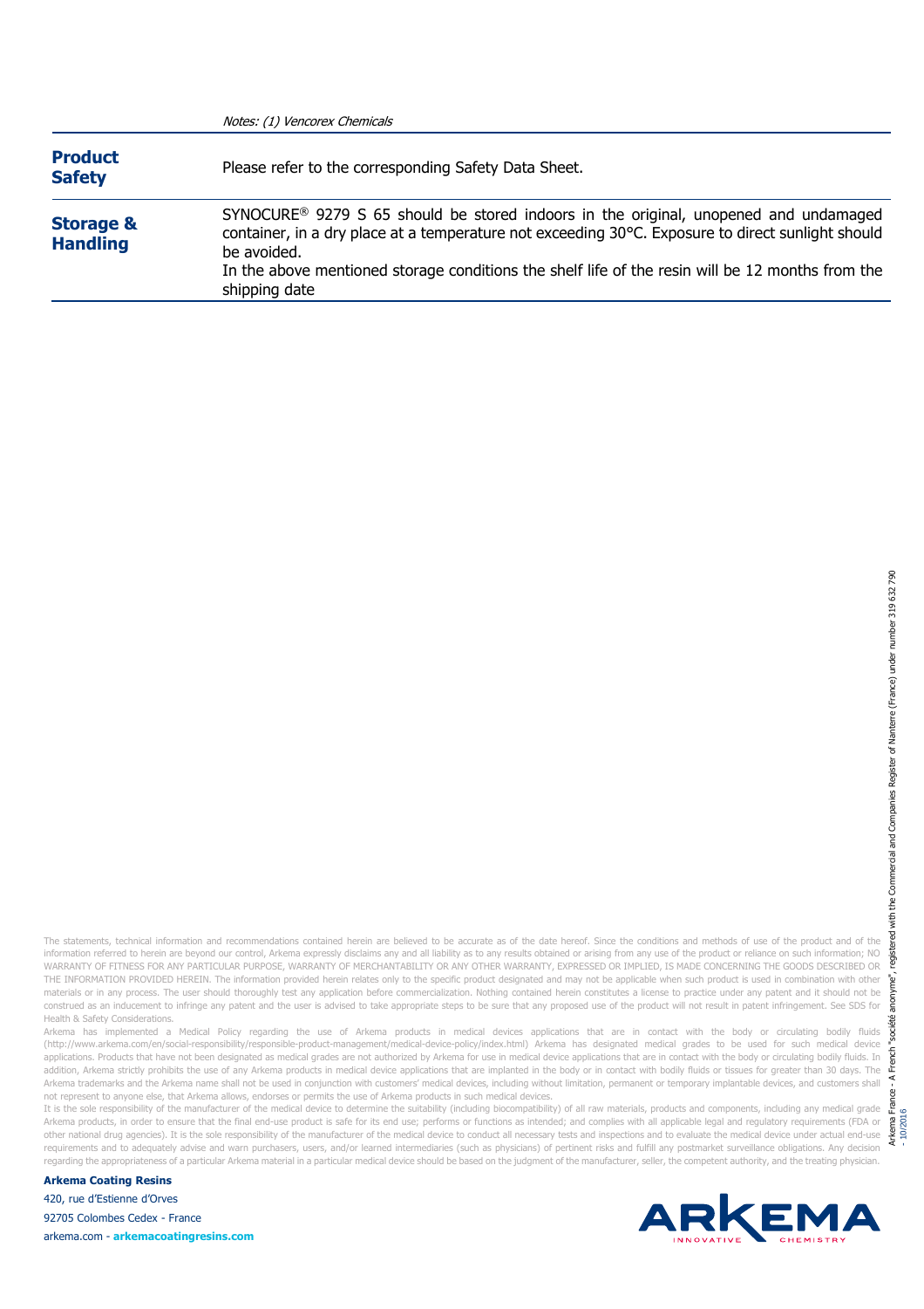*Notes: (1) Vencorex Chemicals*

| | |
|---|---|
| **Product Safety** | Please refer to the corresponding Safety Data Sheet. |
| **Storage & Handling** | SYNOCURE® 9279 S 65 should be stored indoors in the original, unopened and undamaged container, in a dry place at a temperature not exceeding 30°C. Exposure to direct sunlight should be avoided.<br>In the above mentioned storage conditions the shelf life of the resin will be 12 months from the shipping date |

The statements, technical information and recommendations contained herein are believed to be accurate as of the date hereof. Since the conditions and methods of use of the product and of the information referred to herein are beyond our control, Arkema expressly disclaims any and all liability as to any results obtained or arising from any use of the product or reliance on such information; NO WARRANTY OF FITNESS FOR ANY PARTICULAR PURPOSE, WARRANTY OF MERCHANTABILITY OR ANY OTHER WARRANTY, EXPRESSED OR IMPLIED, IS MADE CONCERNING THE GOODS DESCRIBED OR THE INFORMATION PROVIDED HEREIN. The information provided herein relates only to the specific product designated and may not be applicable when such product is used in combination with other materials or in any process. The user should thoroughly test any application before commercialization. Nothing contained herein constitutes a license to practice under any patent and it should not be construed as an inducement to infringe any patent and the user is advised to take appropriate steps to be sure that any proposed use of the product will not result in patent infringement. See SDS for Health & Safety Considerations.

Arkema has implemented a Medical Policy regarding the use of Arkema products in medical devices applications that are in contact with the body or circulating bodily fluids (http://www.arkema.com/en/social-responsibility/responsible-product-management/medical-device-policy/index.html) Arkema has designated medical grades to be used for such medical device applications. Products that have not been designated as medical grades are not authorized by Arkema for use in medical device applications that are in contact with the body or circulating bodily fluids. In addition, Arkema strictly prohibits the use of any Arkema products in medical device applications that are implanted in the body or in contact with bodily fluids or tissues for greater than 30 days. The Arkema trademarks and the Arkema name shall not be used in conjunction with customers' medical devices, including without limitation, permanent or temporary implantable devices, and customers shall not represent to anyone else, that Arkema allows, endorses or permits the use of Arkema products in such medical devices.

It is the sole responsibility of the manufacturer of the medical device to determine the suitability (including biocompatibility) of all raw materials, products and components, including any medical grade Arkema products, in order to ensure that the final end-use product is safe for its end use; performs or functions as intended; and complies with all applicable legal and regulatory requirements (FDA or other national drug agencies). It is the sole responsibility of the manufacturer of the medical device to conduct all necessary tests and inspections and to evaluate the medical device under actual end-use requirements and to adequately advise and warn purchasers, users, and/or learned intermediaries (such as physicians) of pertinent risks and fulfill any postmarket surveillance obligations. Any decision regarding the appropriateness of a particular Arkema material in a particular medical device should be based on the judgment of the manufacturer, seller, the competent authority, and the treating physician.

**Arkema Coating Resins**
420, rue d'Estienne d'Orves
92705 Colombes Cedex - France
arkema.com - **arkemacoatingresins.com**

ARKEMA INNOVATIVE CHEMISTRY

Arkema France - A French "société anonyme", registered with the Commercial and Companies Register of Nanterre (France) under number 319 632 790 - 10/2016